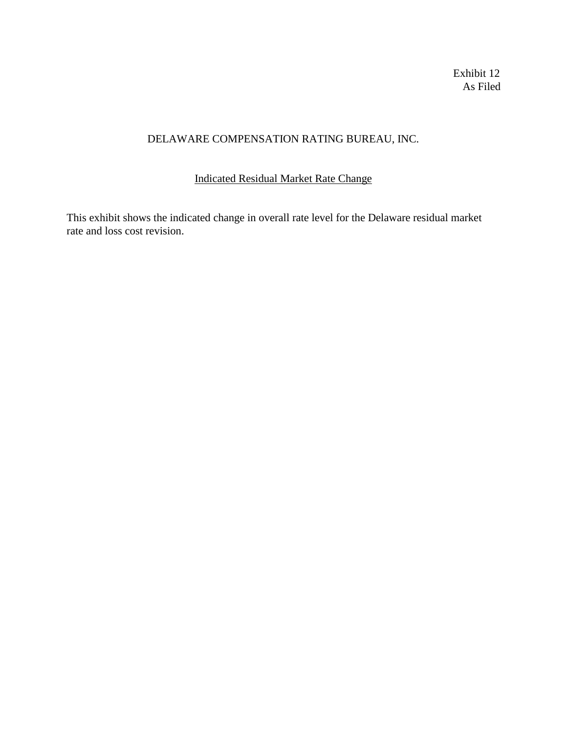Exhibit 12
As Filed

DELAWARE COMPENSATION RATING BUREAU, INC.

## Indicated Residual Market Rate Change

This exhibit shows the indicated change in overall rate level for the Delaware residual market rate and loss cost revision.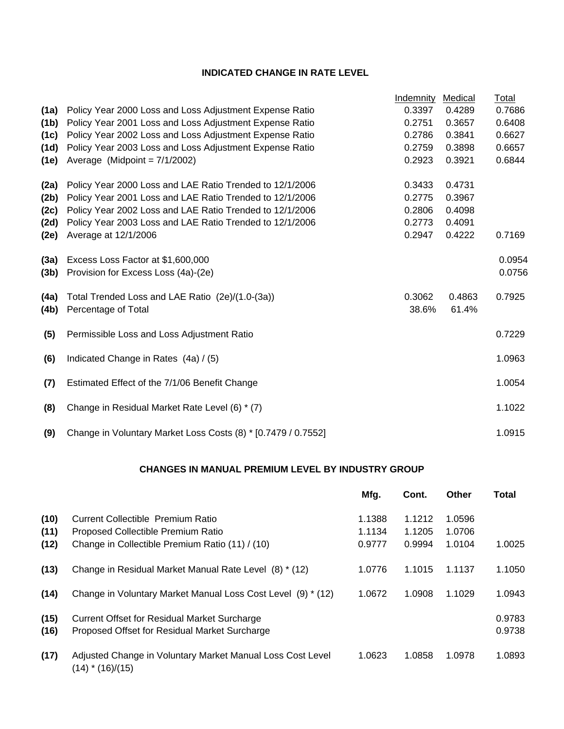## INDICATED CHANGE IN RATE LEVEL

| | | Indemnity | Medical | Total |
|---|---|---|---|---|
| **(1a)** | Policy Year 2000 Loss and Loss Adjustment Expense Ratio | 0.3397 | 0.4289 | 0.7686 |
| **(1b)** | Policy Year 2001 Loss and Loss Adjustment Expense Ratio | 0.2751 | 0.3657 | 0.6408 |
| **(1c)** | Policy Year 2002 Loss and Loss Adjustment Expense Ratio | 0.2786 | 0.3841 | 0.6627 |
| **(1d)** | Policy Year 2003 Loss and Loss Adjustment Expense Ratio | 0.2759 | 0.3898 | 0.6657 |
| **(1e)** | Average (Midpoint = 7/1/2002) | 0.2923 | 0.3921 | 0.6844 |
| **(2a)** | Policy Year 2000 Loss and LAE Ratio Trended to 12/1/2006 | 0.3433 | 0.4731 | |
| **(2b)** | Policy Year 2001 Loss and LAE Ratio Trended to 12/1/2006 | 0.2775 | 0.3967 | |
| **(2c)** | Policy Year 2002 Loss and LAE Ratio Trended to 12/1/2006 | 0.2806 | 0.4098 | |
| **(2d)** | Policy Year 2003 Loss and LAE Ratio Trended to 12/1/2006 | 0.2773 | 0.4091 | |
| **(2e)** | Average at 12/1/2006 | 0.2947 | 0.4222 | 0.7169 |
| **(3a)** | Excess Loss Factor at $1,600,000 | | | 0.0954 |
| **(3b)** | Provision for Excess Loss (4a)-(2e) | | | 0.0756 |
| **(4a)** | Total Trended Loss and LAE Ratio (2e)/(1.0-(3a)) | 0.3062 | 0.4863 | 0.7925 |
| **(4b)** | Percentage of Total | 38.6% | 61.4% | |
| **(5)** | Permissible Loss and Loss Adjustment Ratio | | | 0.7229 |
| **(6)** | Indicated Change in Rates (4a) / (5) | | | 1.0963 |
| **(7)** | Estimated Effect of the 7/1/06 Benefit Change | | | 1.0054 |
| **(8)** | Change in Residual Market Rate Level (6) * (7) | | | 1.1022 |
| **(9)** | Change in Voluntary Market Loss Costs (8) * [0.7479 / 0.7552] | | | 1.0915 |

## CHANGES IN MANUAL PREMIUM LEVEL BY INDUSTRY GROUP

| | | Mfg. | Cont. | Other | Total |
|---|---|---|---|---|---|
| **(10)** | Current Collectible Premium Ratio | 1.1388 | 1.1212 | 1.0596 | |
| **(11)** | Proposed Collectible Premium Ratio | 1.1134 | 1.1205 | 1.0706 | |
| **(12)** | Change in Collectible Premium Ratio (11) / (10) | 0.9777 | 0.9994 | 1.0104 | 1.0025 |
| **(13)** | Change in Residual Market Manual Rate Level (8) * (12) | 1.0776 | 1.1015 | 1.1137 | 1.1050 |
| **(14)** | Change in Voluntary Market Manual Loss Cost Level (9) * (12) | 1.0672 | 1.0908 | 1.1029 | 1.0943 |
| **(15)** | Current Offset for Residual Market Surcharge | | | | 0.9783 |
| **(16)** | Proposed Offset for Residual Market Surcharge | | | | 0.9738 |
| **(17)** | Adjusted Change in Voluntary Market Manual Loss Cost Level (14) * (16)/(15) | 1.0623 | 1.0858 | 1.0978 | 1.0893 |